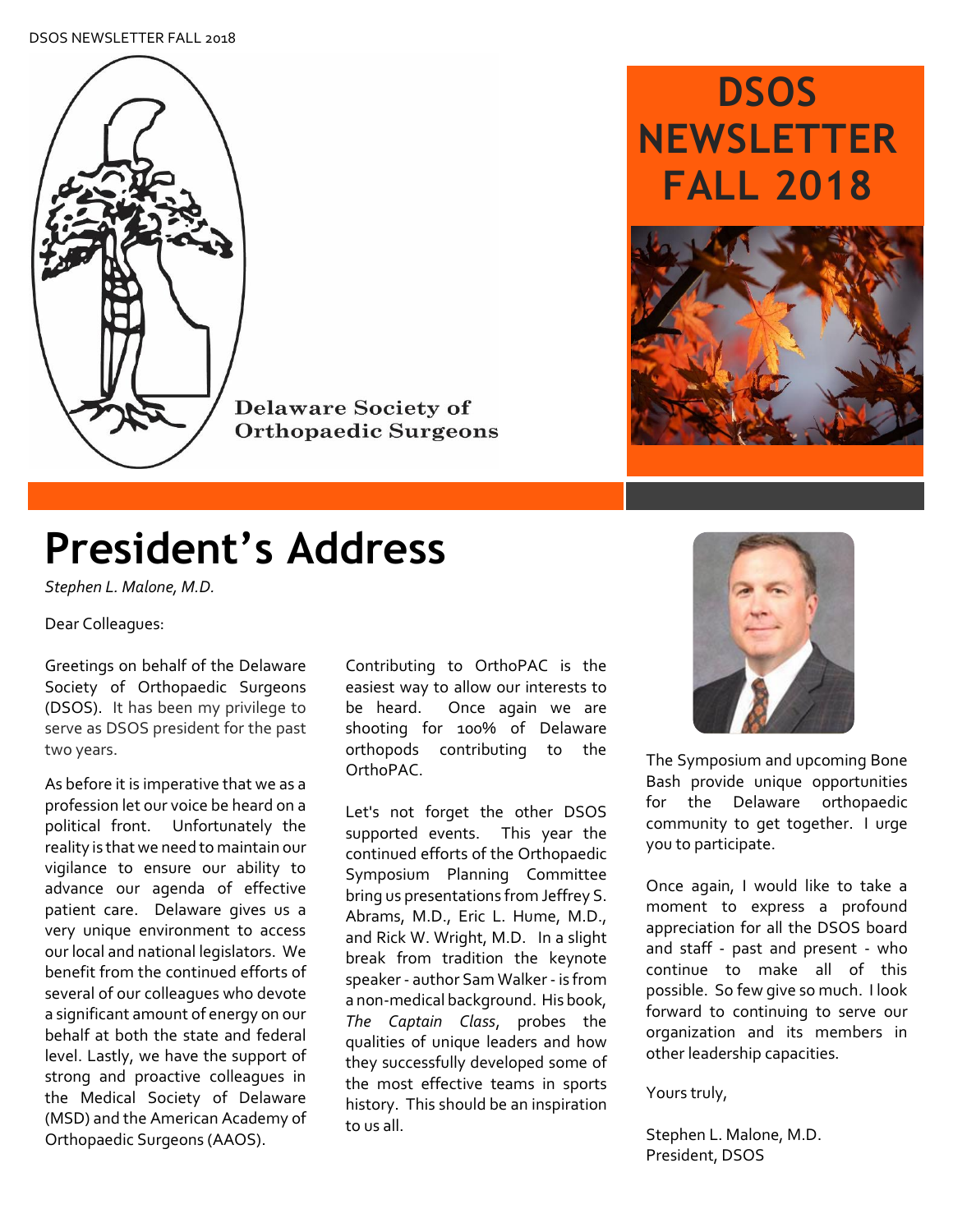Delaware Society of Orthopaedic Surgeons

# DSOS NEWSLETTER FALL 2018

# President's Address

*Stephen L. Malone, M.D.*

Dear Colleagues:

Greetings on behalf of the Delaware Society of Orthopaedic Surgeons (DSOS). It has been my privilege to serve as DSOS president for the past two years.

As before it is imperative that we as a profession let our voice be heard on a political front. Unfortunately the reality is that we need to maintain our vigilance to ensure our ability to advance our agenda of effective patient care. Delaware gives us a very unique environment to access our local and national legislators. We benefit from the continued efforts of several of our colleagues who devote a significant amount of energy on our behalf at both the state and federal level. Lastly, we have the support of strong and proactive colleagues in the Medical Society of Delaware (MSD) and the American Academy of Orthopaedic Surgeons (AAOS).

Contributing to OrthoPAC is the easiest way to allow our interests to be heard. Once again we are shooting for 100% of Delaware orthopods contributing to the OrthoPAC.

Let's not forget the other DSOS supported events. This year the continued efforts of the Orthopaedic Symposium Planning Committee bring us presentations from Jeffrey S. Abrams, M.D., Eric L. Hume, M.D., and Rick W. Wright, M.D. In a slight break from tradition the keynote speaker - author Sam Walker - is from a non-medical background. His book, *The Captain Class*, probes the qualities of unique leaders and how they successfully developed some of the most effective teams in sports history. This should be an inspiration to us all.

The Symposium and upcoming Bone Bash provide unique opportunities for the Delaware orthopaedic community to get together. I urge you to participate.

Once again, I would like to take a moment to express a profound appreciation for all the DSOS board and staff - past and present - who continue to make all of this possible. So few give so much. I look forward to continuing to serve our organization and its members in other leadership capacities.

Yours truly,

Stephen L. Malone, M.D.
President, DSOS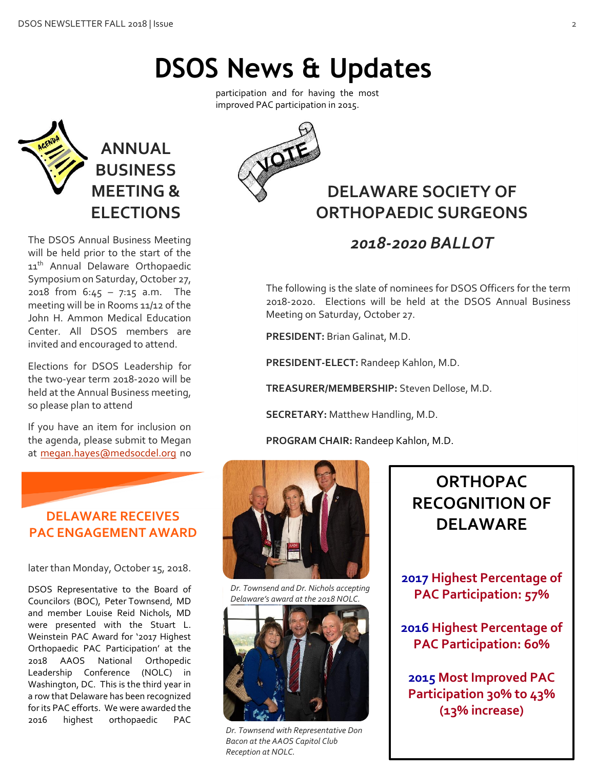# DSOS News & Updates

## ANNUAL BUSINESS MEETING & ELECTIONS

The DSOS Annual Business Meeting will be held prior to the start of the 11th Annual Delaware Orthopaedic Symposium on Saturday, October 27, 2018 from 6:45 – 7:15 a.m. The meeting will be in Rooms 11/12 of the John H. Ammon Medical Education Center. All DSOS members are invited and encouraged to attend.

Elections for DSOS Leadership for the two-year term 2018-2020 will be held at the Annual Business meeting, so please plan to attend

If you have an item for inclusion on the agenda, please submit to Megan at megan.hayes@medsocdel.org no later than Monday, October 15, 2018.

## DELAWARE SOCIETY OF ORTHOPAEDIC SURGEONS

### *2018-2020 BALLOT*

The following is the slate of nominees for DSOS Officers for the term 2018-2020. Elections will be held at the DSOS Annual Business Meeting on Saturday, October 27.

**PRESIDENT:** Brian Galinat, M.D.

**PRESIDENT-ELECT:** Randeep Kahlon, M.D.

**TREASURER/MEMBERSHIP:** Steven Dellose, M.D.

**SECRETARY:** Matthew Handling, M.D.

**PROGRAM CHAIR:** Randeep Kahlon, M.D.

## DELAWARE RECEIVES PAC ENGAGEMENT AWARD

DSOS Representative to the Board of Councilors (BOC), Peter Townsend, MD and member Louise Reid Nichols, MD were presented with the Stuart L. Weinstein PAC Award for '2017 Highest Orthopaedic PAC Participation' at the 2018 AAOS National Orthopedic Leadership Conference (NOLC) in Washington, DC. This is the third year in a row that Delaware has been recognized for its PAC efforts. We were awarded the 2016 highest orthopaedic PAC participation and for having the most improved PAC participation in 2015.

*Dr. Townsend and Dr. Nichols accepting Delaware's award at the 2018 NOLC.*

*Dr. Townsend with Representative Don Bacon at the AAOS Capitol Club Reception at NOLC.*

## ORTHOPAC RECOGNITION OF DELAWARE

**2017 Highest Percentage of PAC Participation: 57%**

**2016 Highest Percentage of PAC Participation: 60%**

**2015 Most Improved PAC Participation 30% to 43% (13% increase)**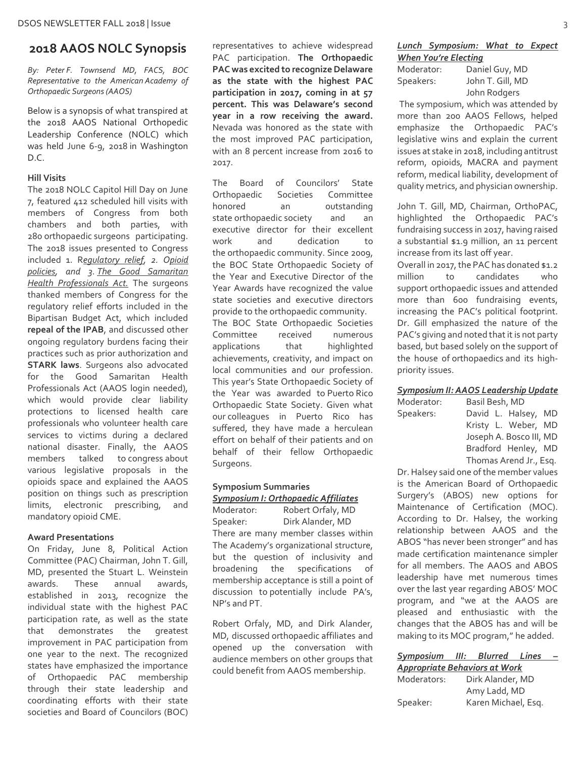## 2018 AAOS NOLC Synopsis

*By: Peter F. Townsend MD, FACS, BOC Representative to the American Academy of Orthopaedic Surgeons (AAOS)*

Below is a synopsis of what transpired at the 2018 AAOS National Orthopedic Leadership Conference (NOLC) which was held June 6-9, 2018 in Washington D.C.

**Hill Visits**

The 2018 NOLC Capitol Hill Day on June 7, featured 412 scheduled hill visits with members of Congress from both chambers and both parties, with 280 orthopaedic surgeons participating. The 2018 issues presented to Congress included 1. R*egulatory relief*, *2. Opioid policies*, *and 3. The Good Samaritan Health Professionals Act.* The surgeons thanked members of Congress for the regulatory relief efforts included in the Bipartisan Budget Act, which included **repeal of the IPAB**, and discussed other ongoing regulatory burdens facing their practices such as prior authorization and **STARK laws**. Surgeons also advocated for the Good Samaritan Health Professionals Act (AAOS login needed), which would provide clear liability protections to licensed health care professionals who volunteer health care services to victims during a declared national disaster. Finally, the AAOS members talked to congress about various legislative proposals in the opioids space and explained the AAOS position on things such as prescription limits, electronic prescribing, and mandatory opioid CME.

**Award Presentations**

On Friday, June 8, Political Action Committee (PAC) Chairman, John T. Gill, MD, presented the Stuart L. Weinstein awards. These annual awards, established in 2013, recognize the individual state with the highest PAC participation rate, as well as the state that demonstrates the greatest improvement in PAC participation from one year to the next. The recognized states have emphasized the importance of Orthopaedic PAC membership through their state leadership and coordinating efforts with their state societies and Board of Councilors (BOC) representatives to achieve widespread PAC participation. **The Orthopaedic PAC was excited to recognize Delaware as the state with the highest PAC participation in 2017, coming in at 57 percent. This was Delaware's second year in a row receiving the award.** Nevada was honored as the state with the most improved PAC participation, with an 8 percent increase from 2016 to 2017.

The Board of Councilors' State Orthopaedic Societies Committee honored an outstanding state orthopaedic society and an executive director for their excellent work and dedication to the orthopaedic community. Since 2009, the BOC State Orthopaedic Society of the Year and Executive Director of the Year Awards have recognized the value state societies and executive directors provide to the orthopaedic community.

The BOC State Orthopaedic Societies Committee received numerous applications that highlighted achievements, creativity, and impact on local communities and our profession. This year's State Orthopaedic Society of the Year was awarded to Puerto Rico Orthopaedic State Society. Given what our colleagues in Puerto Rico has suffered, they have made a herculean effort on behalf of their patients and on behalf of their fellow Orthopaedic Surgeons.

**Symposium Summaries**

***Symposium I: Orthopaedic Affiliates***

Moderator: Robert Orfaly, MD
Speaker: Dirk Alander, MD

There are many member classes within The Academy's organizational structure, but the question of inclusivity and broadening the specifications of membership acceptance is still a point of discussion to potentially include PA's, NP's and PT.

Robert Orfaly, MD, and Dirk Alander, MD, discussed orthopaedic affiliates and opened up the conversation with audience members on other groups that could benefit from AAOS membership.

***Lunch Symposium: What to Expect When You're Electing***

Moderator: Daniel Guy, MD
Speakers: John T. Gill, MD
John Rodgers

The symposium, which was attended by more than 200 AAOS Fellows, helped emphasize the Orthopaedic PAC's legislative wins and explain the current issues at stake in 2018, including antitrust reform, opioids, MACRA and payment reform, medical liability, development of quality metrics, and physician ownership.

John T. Gill, MD, Chairman, OrthoPAC, highlighted the Orthopaedic PAC's fundraising success in 2017, having raised a substantial $1.9 million, an 11 percent increase from its last off year.

Overall in 2017, the PAC has donated $1.2 million to candidates who support orthopaedic issues and attended more than 600 fundraising events, increasing the PAC's political footprint. Dr. Gill emphasized the nature of the PAC's giving and noted that it is not party based, but based solely on the support of the house of orthopaedics and its high-priority issues.

***Symposium II: AAOS Leadership Update***

Moderator: Basil Besh, MD
Speakers: David L. Halsey, MD
Kristy L. Weber, MD
Joseph A. Bosco III, MD
Bradford Henley, MD
Thomas Arend Jr., Esq.

Dr. Halsey said one of the member values is the American Board of Orthopaedic Surgery's (ABOS) new options for Maintenance of Certification (MOC). According to Dr. Halsey, the working relationship between AAOS and the ABOS "has never been stronger" and has made certification maintenance simpler for all members. The AAOS and ABOS leadership have met numerous times over the last year regarding ABOS' MOC program, and "we at the AAOS are pleased and enthusiastic with the changes that the ABOS has and will be making to its MOC program," he added.

***Symposium III: Blurred Lines – Appropriate Behaviors at Work***

Moderators: Dirk Alander, MD
Amy Ladd, MD
Speaker: Karen Michael, Esq.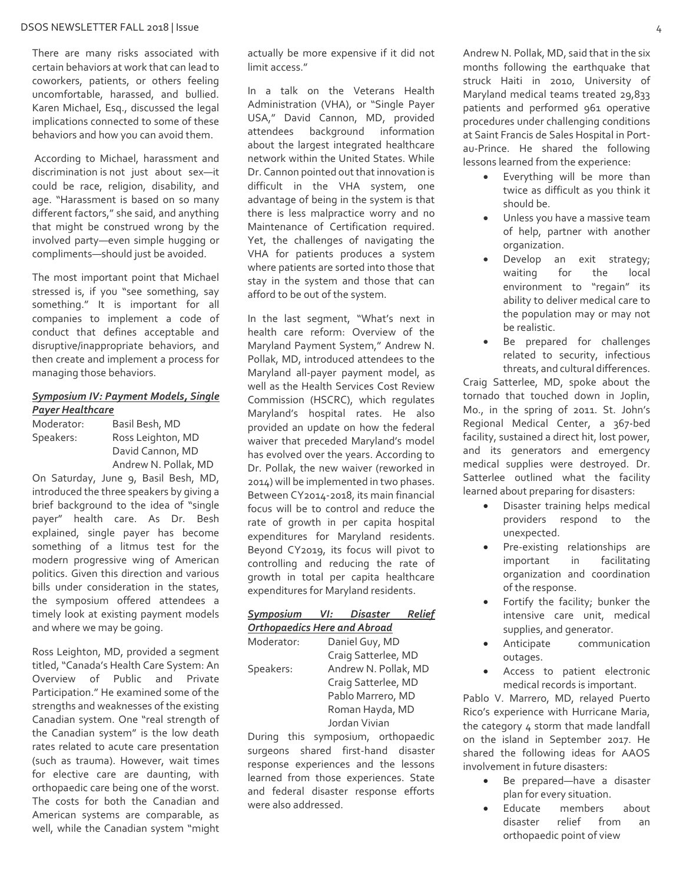There are many risks associated with certain behaviors at work that can lead to coworkers, patients, or others feeling uncomfortable, harassed, and bullied. Karen Michael, Esq., discussed the legal implications connected to some of these behaviors and how you can avoid them.

According to Michael, harassment and discrimination is not just about sex—it could be race, religion, disability, and age. "Harassment is based on so many different factors," she said, and anything that might be construed wrong by the involved party—even simple hugging or compliments—should just be avoided.

The most important point that Michael stressed is, if you "see something, say something." It is important for all companies to implement a code of conduct that defines acceptable and disruptive/inappropriate behaviors, and then create and implement a process for managing those behaviors.

***Symposium IV: Payment Models, Single Payer Healthcare***

Moderator: Basil Besh, MD
Speakers: Ross Leighton, MD
David Cannon, MD
Andrew N. Pollak, MD

On Saturday, June 9, Basil Besh, MD, introduced the three speakers by giving a brief background to the idea of "single payer" health care. As Dr. Besh explained, single payer has become something of a litmus test for the modern progressive wing of American politics. Given this direction and various bills under consideration in the states, the symposium offered attendees a timely look at existing payment models and where we may be going.

Ross Leighton, MD, provided a segment titled, "Canada's Health Care System: An Overview of Public and Private Participation." He examined some of the strengths and weaknesses of the existing Canadian system. One "real strength of the Canadian system" is the low death rates related to acute care presentation (such as trauma). However, wait times for elective care are daunting, with orthopaedic care being one of the worst. The costs for both the Canadian and American systems are comparable, as well, while the Canadian system "might actually be more expensive if it did not limit access."

In a talk on the Veterans Health Administration (VHA), or "Single Payer USA," David Cannon, MD, provided attendees background information about the largest integrated healthcare network within the United States. While Dr. Cannon pointed out that innovation is difficult in the VHA system, one advantage of being in the system is that there is less malpractice worry and no Maintenance of Certification required. Yet, the challenges of navigating the VHA for patients produces a system where patients are sorted into those that stay in the system and those that can afford to be out of the system.

In the last segment, "What's next in health care reform: Overview of the Maryland Payment System," Andrew N. Pollak, MD, introduced attendees to the Maryland all-payer payment model, as well as the Health Services Cost Review Commission (HSCRC), which regulates Maryland's hospital rates. He also provided an update on how the federal waiver that preceded Maryland's model has evolved over the years. According to Dr. Pollak, the new waiver (reworked in 2014) will be implemented in two phases. Between CY2014-2018, its main financial focus will be to control and reduce the rate of growth in per capita hospital expenditures for Maryland residents. Beyond CY2019, its focus will pivot to controlling and reducing the rate of growth in total per capita healthcare expenditures for Maryland residents.

***Symposium VI: Disaster Relief Orthopaedics Here and Abroad***

Moderator: Daniel Guy, MD
Craig Satterlee, MD
Speakers: Andrew N. Pollak, MD
Craig Satterlee, MD
Pablo Marrero, MD
Roman Hayda, MD
Jordan Vivian

During this symposium, orthopaedic surgeons shared first-hand disaster response experiences and the lessons learned from those experiences. State and federal disaster response efforts were also addressed.

Andrew N. Pollak, MD, said that in the six months following the earthquake that struck Haiti in 2010, University of Maryland medical teams treated 29,833 patients and performed 961 operative procedures under challenging conditions at Saint Francis de Sales Hospital in Port-au-Prince. He shared the following lessons learned from the experience:

- Everything will be more than twice as difficult as you think it should be.
- Unless you have a massive team of help, partner with another organization.
- Develop an exit strategy; waiting for the local environment to "regain" its ability to deliver medical care to the population may or may not be realistic.
- Be prepared for challenges related to security, infectious threats, and cultural differences.

Craig Satterlee, MD, spoke about the tornado that touched down in Joplin, Mo., in the spring of 2011. St. John's Regional Medical Center, a 367-bed facility, sustained a direct hit, lost power, and its generators and emergency medical supplies were destroyed. Dr. Satterlee outlined what the facility learned about preparing for disasters:

- Disaster training helps medical providers respond to the unexpected.
- Pre-existing relationships are important in facilitating organization and coordination of the response.
- Fortify the facility; bunker the intensive care unit, medical supplies, and generator.
- Anticipate communication outages.
- Access to patient electronic medical records is important.

Pablo V. Marrero, MD, relayed Puerto Rico's experience with Hurricane Maria, the category 4 storm that made landfall on the island in September 2017. He shared the following ideas for AAOS involvement in future disasters:

- Be prepared—have a disaster plan for every situation.
- Educate members about disaster relief from an orthopaedic point of view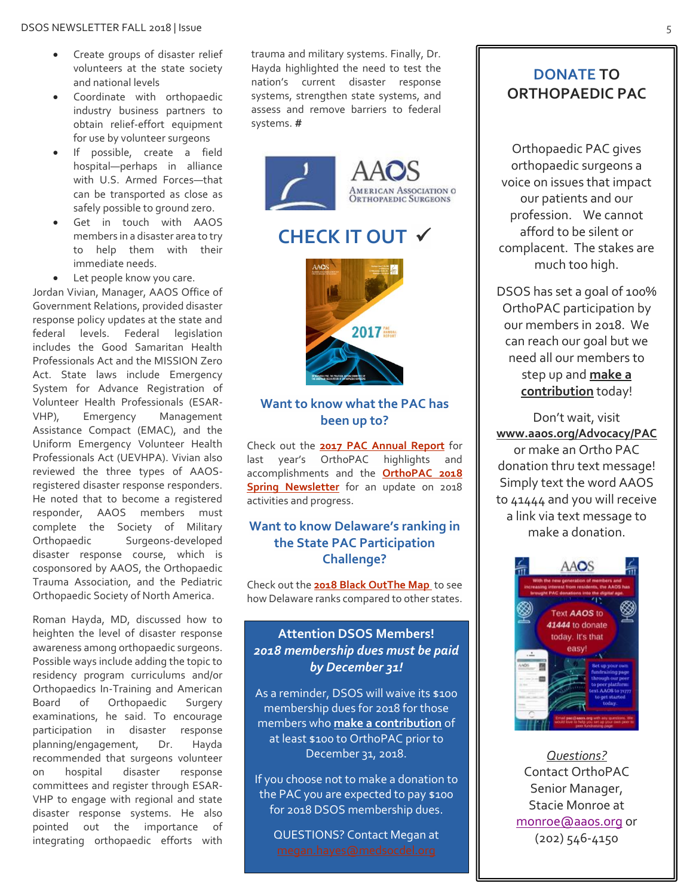- Create groups of disaster relief volunteers at the state society and national levels
- Coordinate with orthopaedic industry business partners to obtain relief-effort equipment for use by volunteer surgeons
- If possible, create a field hospital—perhaps in alliance with U.S. Armed Forces—that can be transported as close as safely possible to ground zero.
- Get in touch with AAOS members in a disaster area to try to help them with their immediate needs.
- Let people know you care.

Jordan Vivian, Manager, AAOS Office of Government Relations, provided disaster response policy updates at the state and federal levels. Federal legislation includes the Good Samaritan Health Professionals Act and the MISSION Zero Act. State laws include Emergency System for Advance Registration of Volunteer Health Professionals (ESAR-VHP), Emergency Management Assistance Compact (EMAC), and the Uniform Emergency Volunteer Health Professionals Act (UEVHPA). Vivian also reviewed the three types of AAOS-registered disaster response responders. He noted that to become a registered responder, AAOS members must complete the Society of Military Orthopaedic Surgeons-developed disaster response course, which is cosponsored by AAOS, the Orthopaedic Trauma Association, and the Pediatric Orthopaedic Society of North America.

Roman Hayda, MD, discussed how to heighten the level of disaster response awareness among orthopaedic surgeons. Possible ways include adding the topic to residency program curriculums and/or Orthopaedics In-Training and American Board of Orthopaedic Surgery examinations, he said. To encourage participation in disaster response planning/engagement, Dr. Hayda recommended that surgeons volunteer on hospital disaster response committees and register through ESAR-VHP to engage with regional and state disaster response systems. He also pointed out the importance of integrating orthopaedic efforts with trauma and military systems. Finally, Dr. Hayda highlighted the need to test the nation's current disaster response systems, strengthen state systems, and assess and remove barriers to federal systems. **#**

## CHECK IT OUT ✓

### Want to know what the PAC has been up to?

Check out the **2017 PAC Annual Report** for last year's OrthoPAC highlights and accomplishments and the **OrthoPAC 2018 Spring Newsletter** for an update on 2018 activities and progress.

### Want to know Delaware's ranking in the State PAC Participation Challenge?

Check out the **2018 Black OutThe Map** to see how Delaware ranks compared to other states.

### Attention DSOS Members!

***2018 membership dues must be paid by December 31!***

As a reminder, DSOS will waive its $100 membership dues for 2018 for those members who **make a contribution** of at least $100 to OrthoPAC prior to December 31, 2018.

If you choose not to make a donation to the PAC you are expected to pay $100 for 2018 DSOS membership dues.

QUESTIONS? Contact Megan at megan.hayes@medsocdel.org

## DONATE TO ORTHOPAEDIC PAC

Orthopaedic PAC gives orthopaedic surgeons a voice on issues that impact our patients and our profession. We cannot afford to be silent or complacent. The stakes are much too high.

DSOS has set a goal of 100% OrthoPAC participation by our members in 2018. We can reach our goal but we need all our members to step up and **make a contribution** today!

Don't wait, visit **www.aaos.org/Advocacy/PAC** or make an Ortho PAC donation thru text message! Simply text the word AAOS to 41444 and you will receive a link via text message to make a donation.

*Questions?*
Contact OrthoPAC Senior Manager, Stacie Monroe at monroe@aaos.org or (202) 546-4150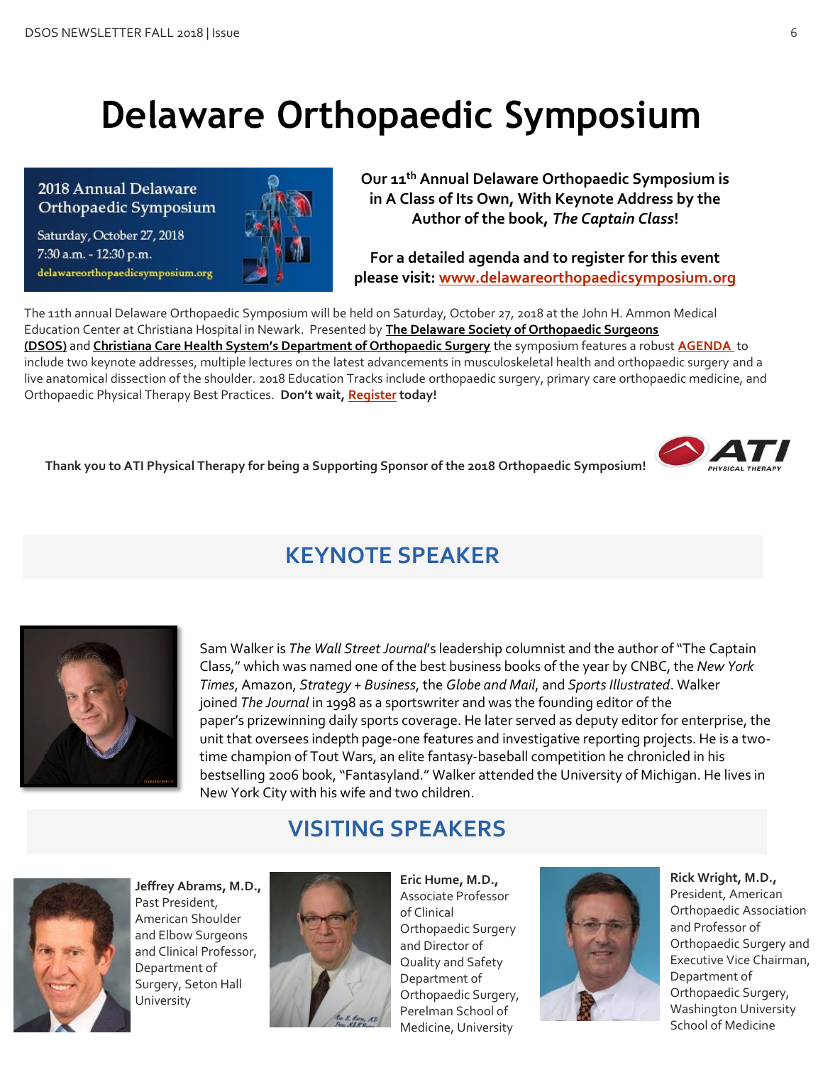# Delaware Orthopaedic Symposium

2018 Annual Delaware Orthopaedic Symposium

Saturday, October 27, 2018
7:30 a.m. - 12:30 p.m.
delawareorthopaedicsymposium.org

**Our 11th Annual Delaware Orthopaedic Symposium is in A Class of Its Own, With Keynote Address by the Author of the book, *The Captain Class*!**

**For a detailed agenda and to register for this event please visit: www.delawareorthopaedicsymposium.org**

The 11th annual Delaware Orthopaedic Symposium will be held on Saturday, October 27, 2018 at the John H. Ammon Medical Education Center at Christiana Hospital in Newark. Presented by **The Delaware Society of Orthopaedic Surgeons (DSOS)** and **Christiana Care Health System's Department of Orthopaedic Surgery** the symposium features a robust **AGENDA** to include two keynote addresses, multiple lectures on the latest advancements in musculoskeletal health and orthopaedic surgery and a live anatomical dissection of the shoulder. 2018 Education Tracks include orthopaedic surgery, primary care orthopaedic medicine, and Orthopaedic Physical Therapy Best Practices. **Don't wait, Register today!**

**Thank you to ATI Physical Therapy for being a Supporting Sponsor of the 2018 Orthopaedic Symposium!**

## KEYNOTE SPEAKER

Sam Walker is *The Wall Street Journal*'s leadership columnist and the author of "The Captain Class," which was named one of the best business books of the year by CNBC, the *New York Times*, Amazon, *Strategy + Business*, the *Globe and Mail*, and *Sports Illustrated*. Walker joined *The Journal* in 1998 as a sportswriter and was the founding editor of the paper's prizewinning daily sports coverage. He later served as deputy editor for enterprise, the unit that oversees indepth page-one features and investigative reporting projects. He is a two-time champion of Tout Wars, an elite fantasy-baseball competition he chronicled in his bestselling 2006 book, "Fantasyland." Walker attended the University of Michigan. He lives in New York City with his wife and two children.

## VISITING SPEAKERS

**Jeffrey Abrams, M.D.,** Past President, American Shoulder and Elbow Surgeons and Clinical Professor, Department of Surgery, Seton Hall University

**Eric Hume, M.D.,** Associate Professor of Clinical Orthopaedic Surgery and Director of Quality and Safety Department of Orthopaedic Surgery, Perelman School of Medicine, University

**Rick Wright, M.D.,** President, American Orthopaedic Association and Professor of Orthopaedic Surgery and Executive Vice Chairman, Department of Orthopaedic Surgery, Washington University School of Medicine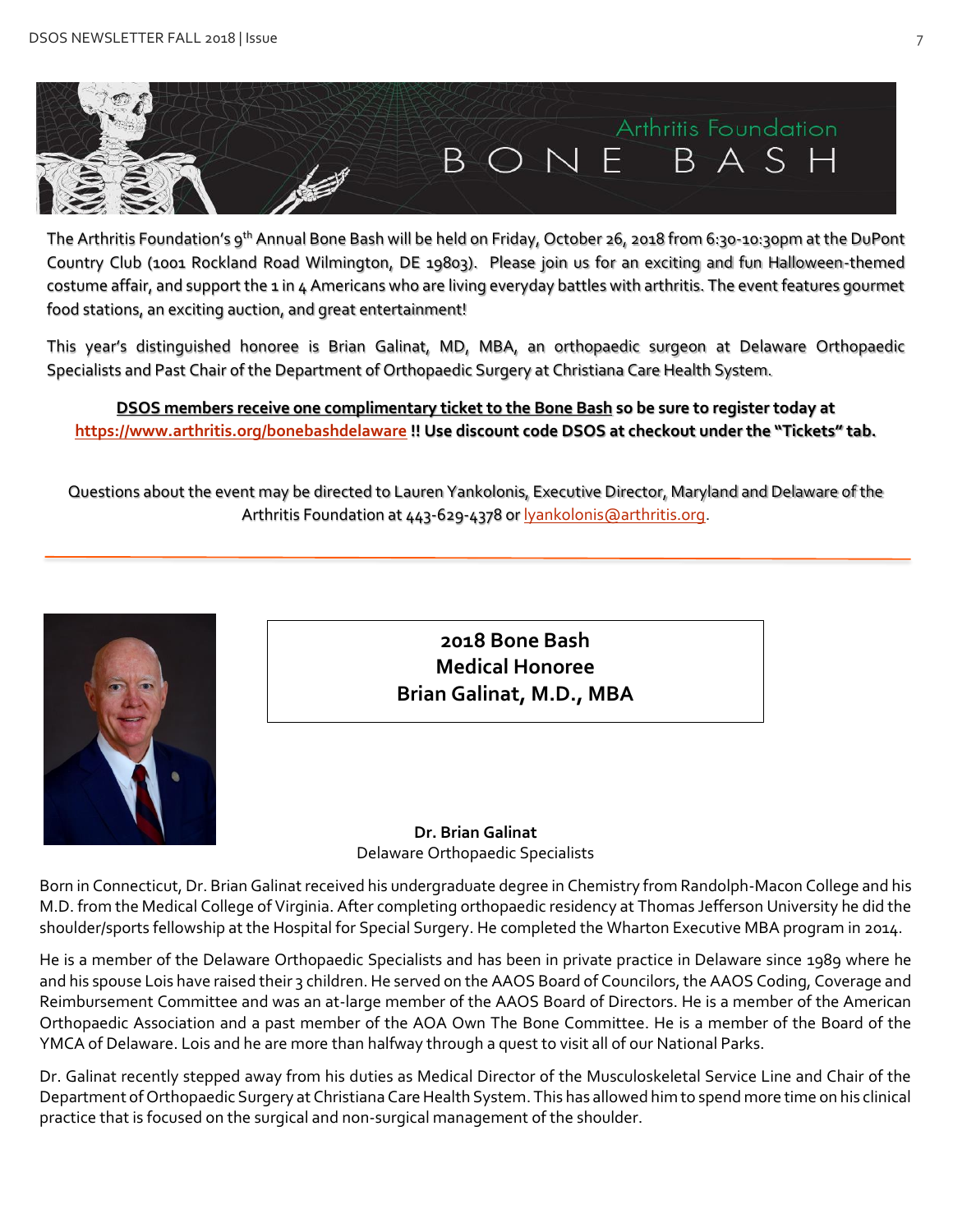# Arthritis Foundation BONE BASH

The Arthritis Foundation's 9th Annual Bone Bash will be held on Friday, October 26, 2018 from 6:30-10:30pm at the DuPont Country Club (1001 Rockland Road Wilmington, DE 19803). Please join us for an exciting and fun Halloween-themed costume affair, and support the 1 in 4 Americans who are living everyday battles with arthritis. The event features gourmet food stations, an exciting auction, and great entertainment!

This year's distinguished honoree is Brian Galinat, MD, MBA, an orthopaedic surgeon at Delaware Orthopaedic Specialists and Past Chair of the Department of Orthopaedic Surgery at Christiana Care Health System.

**DSOS members receive one complimentary ticket to the Bone Bash so be sure to register today at https://www.arthritis.org/bonebashdelaware !! Use discount code DSOS at checkout under the "Tickets" tab.**

Questions about the event may be directed to Lauren Yankolonis, Executive Director, Maryland and Delaware of the Arthritis Foundation at 443-629-4378 or lyankolonis@arthritis.org.

---

## 2018 Bone Bash Medical Honoree Brian Galinat, M.D., MBA

**Dr. Brian Galinat**
Delaware Orthopaedic Specialists

Born in Connecticut, Dr. Brian Galinat received his undergraduate degree in Chemistry from Randolph-Macon College and his M.D. from the Medical College of Virginia. After completing orthopaedic residency at Thomas Jefferson University he did the shoulder/sports fellowship at the Hospital for Special Surgery. He completed the Wharton Executive MBA program in 2014.

He is a member of the Delaware Orthopaedic Specialists and has been in private practice in Delaware since 1989 where he and his spouse Lois have raised their 3 children. He served on the AAOS Board of Councilors, the AAOS Coding, Coverage and Reimbursement Committee and was an at-large member of the AAOS Board of Directors. He is a member of the American Orthopaedic Association and a past member of the AOA Own The Bone Committee. He is a member of the Board of the YMCA of Delaware. Lois and he are more than halfway through a quest to visit all of our National Parks.

Dr. Galinat recently stepped away from his duties as Medical Director of the Musculoskeletal Service Line and Chair of the Department of Orthopaedic Surgery at Christiana Care Health System. This has allowed him to spend more time on his clinical practice that is focused on the surgical and non-surgical management of the shoulder.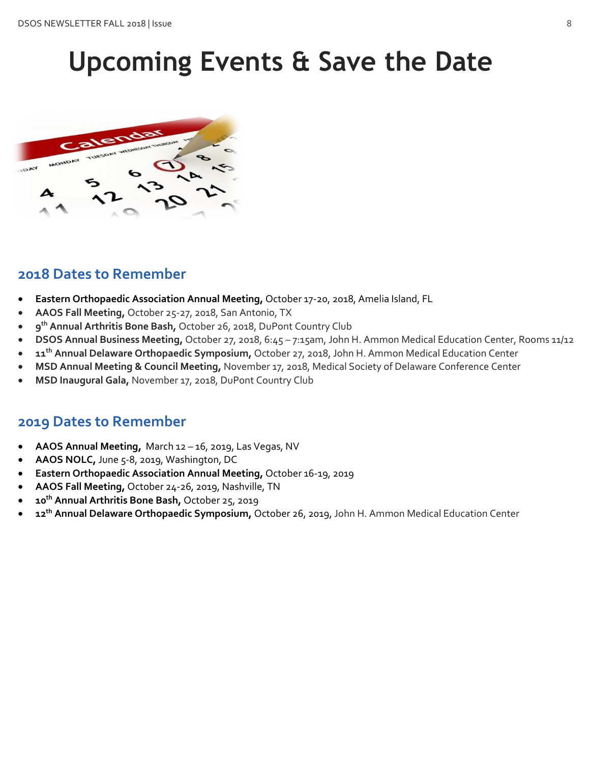# Upcoming Events & Save the Date

## 2018 Dates to Remember

- **Eastern Orthopaedic Association Annual Meeting,** October 17-20, 2018, Amelia Island, FL
- **AAOS Fall Meeting,** October 25-27, 2018, San Antonio, TX
- **9th Annual Arthritis Bone Bash,** October 26, 2018, DuPont Country Club
- **DSOS Annual Business Meeting,** October 27, 2018, 6:45 – 7:15am, John H. Ammon Medical Education Center, Rooms 11/12
- **11th Annual Delaware Orthopaedic Symposium,** October 27, 2018, John H. Ammon Medical Education Center
- **MSD Annual Meeting & Council Meeting,** November 17, 2018, Medical Society of Delaware Conference Center
- **MSD Inaugural Gala,** November 17, 2018, DuPont Country Club

## 2019 Dates to Remember

- **AAOS Annual Meeting,** March 12 – 16, 2019, Las Vegas, NV
- **AAOS NOLC,** June 5-8, 2019, Washington, DC
- **Eastern Orthopaedic Association Annual Meeting,** October 16-19, 2019
- **AAOS Fall Meeting,** October 24-26, 2019, Nashville, TN
- **10th Annual Arthritis Bone Bash,** October 25, 2019
- **12th Annual Delaware Orthopaedic Symposium,** October 26, 2019, John H. Ammon Medical Education Center